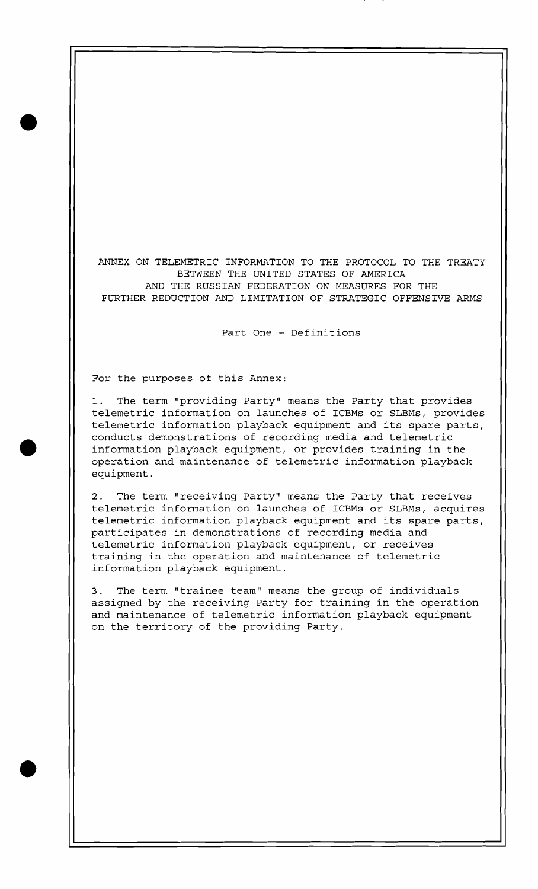# ANNEX ON TELEMETRIC INFORMATION TO THE PROTOCOL TO THE TREATY BETWEEN THE UNITED STATES OF AMERICA AND THE RUSSIAN FEDERATION ON MEASURES FOR THE FURTHER REDUCTION AND LIMITATION OF STRATEGIC OFFENSIVE ARMS

## Part One - Definitions

For the purposes of this Annex:

1. The term "providing Party" means the Party that provides telemetric information on launches of ICBMs or SLBMs, provides telemetric information playback equipment and its spare parts, conducts demonstrations of recording media and telemetric information playback equipment, or provides training in the operation and maintenance of telemetric information playback equipment.

2. The term "receiving Party" means the Party that receives telemetric information on launches of ICBMs or SLBMs, acquires telemetric information playback equipment and its spare parts, participates in demonstrations of recording media and telemetric information playback equipment, or receives training in the operation and maintenance of telemetric information playback equipment.

3. The term "trainee team" means the group of individuals assigned by the receiving Party for training in the operation and maintenance of telemetric information playback equipment on the territory of the providing Party.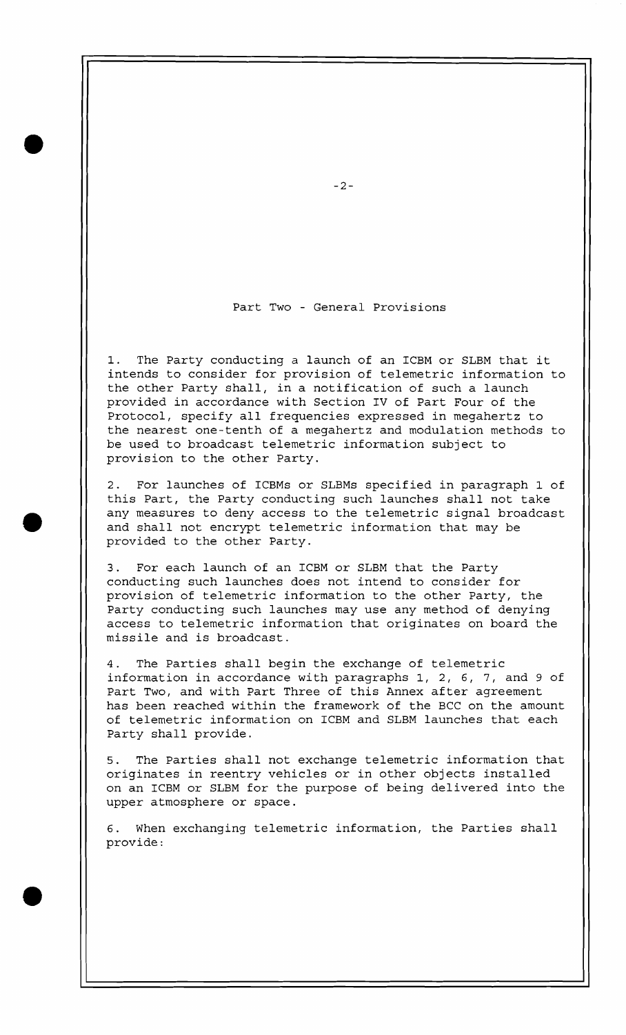## Part Two - General Provisions

1. The Party conducting a launch of an ICBM or SLBM that it intends to consider for provision of telemetric information to the other Party shall, in a notification of such a launch provided in accordance with Section IV of Part Four of the Protocol, specify all frequencies expressed in megahertz to the nearest one-tenth of a megahertz and modulation methods to be used to broadcast telemetric information subject to provision to the other Party.

2. For launches of ICBMs or SLBMs specified in paragraph 1 of this Part, the Party conducting such launches shall not take any measures to deny access to the telemetric signal broadcast and shall not encrypt telemetric information that may be provided to the other Party.

3. For each launch of an ICBM or SLBM that the Party conducting such launches does not intend to consider for provision of telemetric information to the other Party, the Party conducting such launches may use any method of denying access to telemetric information that originates on board the missile and is broadcast.

4. The Parties shall begin the exchange of telemetric information in accordance with paragraphs 1, 2, 6, 7, and 9 of Part Two, and with Part Three of this Annex after agreement has been reached within the framework of the BCC on the amount of telemetric information on ICBM and SLBM launches that each Party shall provide.

5. The Parties shall not exchange telemetric information that originates in reentry vehicles or in other objects installed on an ICBM or SLBM for the purpose of being delivered into the upper atmosphere or space.

6. When exchanging telemetric information, the Parties shall provide: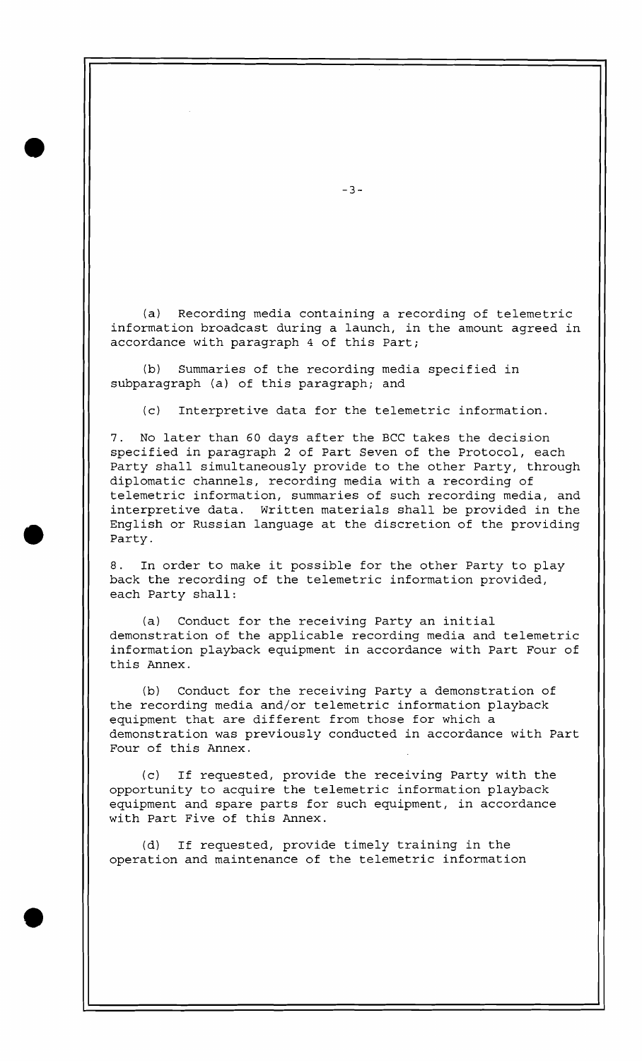(a) Recording media containing a recording of telemetric information broadcast during a launch, in the amount agreed in accordance with paragraph 4 of this Part;

(b) Summaries of the recording media specified in subparagraph (a) of this paragraph; and

(c) Interpretive data for the telemetric information.

7. No later than 60 days after the BCC takes the decision specified in paragraph 2 of Part Seven of the Protocol, each Party shall simultaneously provide to the other Party, through diplomatic channels, recording media with a recording of telemetric information, summaries of such recording media, and interpretive data. Written materials shall be provided in the English or Russian language at the discretion of the providing Party.

8. In order to make it possible for the other Party to play back the recording of the telemetric information provided, each Party shall:

(a) Conduct for the receiving Party an initial demonstration of the applicable recording media and telemetric information playback equipment in accordance with Part Four of this Annex.

(b) Conduct for the receiving Party a demonstration of the recording media and/or telemetric information playback equipment that are different from those for which a demonstration was previously conducted in accordance with Part Four of this Annex.

(c) If requested, provide the receiving Party with the opportunity to acquire the telemetric information playback equipment and spare parts for such equipment, in accordance with Part Five of this Annex.

(d) If requested, provide timely training in the operation and maintenance of the telemetric information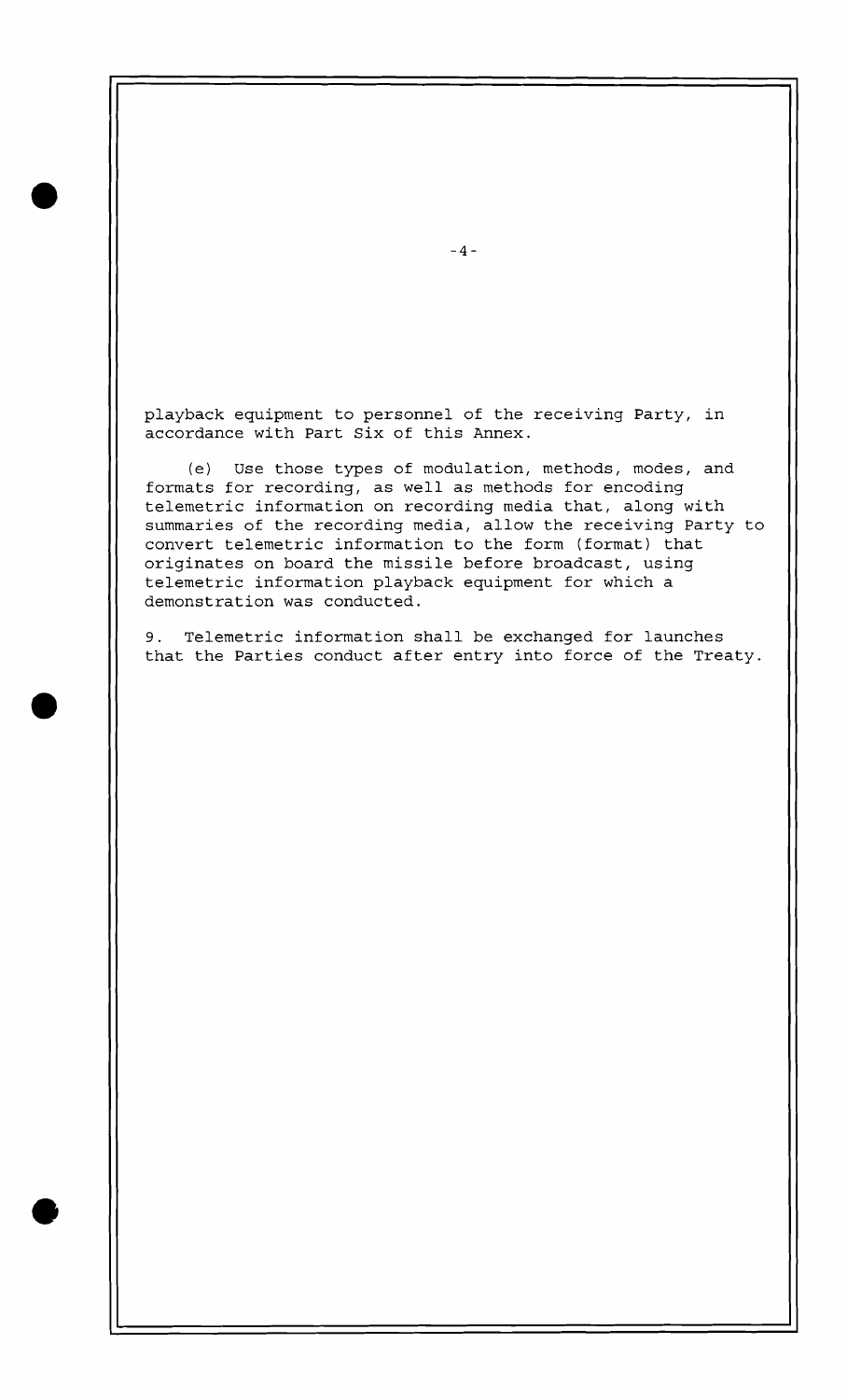playback equipment to personnel of the receiving Party, in accordance with Part Six of this Annex.

(e) Use those types of modulation, methods, modes, and formats for recording, as well as methods for encoding telemetric information on recording media that, along with summaries of the recording media, allow the receiving Party to convert telemetric information to the form (format) that originates on board the missile before broadcast, using telemetric information playback equipment for which a demonstration was conducted.

9. Telemetric information shall be exchanged for launches that the Parties conduct after entry into force of the Treaty.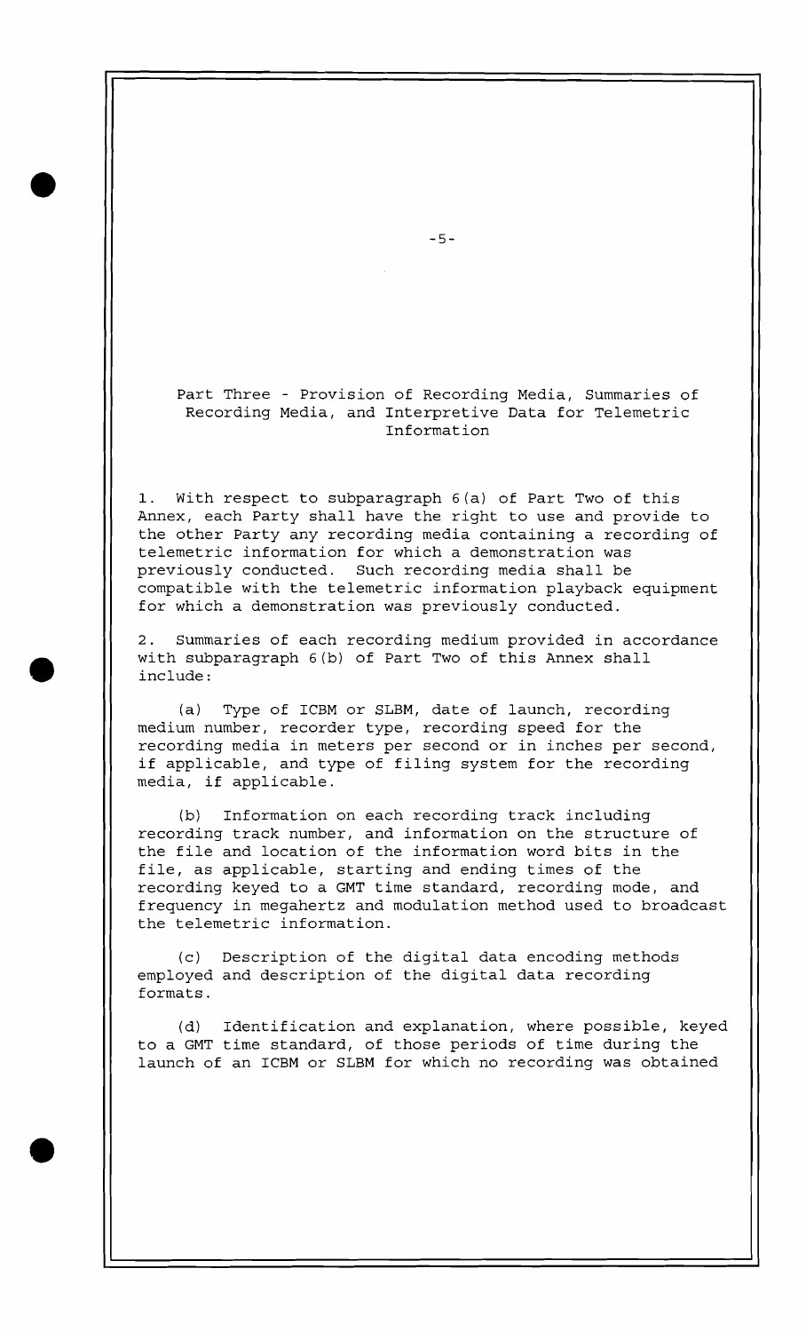## Part Three - Provision of Recording Media, Summaries of Recording Media, and Interpretive Data for Telemetric Information

1. With respect to subparagraph 6(a) of Part Two of this Annex, each Party shall have the right to use and provide to the other Party any recording media containing a recording of telemetric information for which a demonstration was previously conducted. Such recording media shall be compatible with the telemetric information playback equipment for which a demonstration was previously conducted.

2. Summaries of each recording medium provided in accordance with subparagraph 6(b) of Part Two of this Annex shall include:

(a) Type of ICBM or SLBM, date of launch, recording medium number, recorder type, recording speed for the recording media in meters per second or in inches per second, if applicable, and type of filing system for the recording media, if applicable.

(b) Information on each recording track including recording track number, and information on the structure of the file and location of the information word bits in the file, as applicable, starting and ending times of the recording keyed to a GMT time standard, recording mode, and frequency in megahertz and modulation method used to broadcast the telemetric information.

(c) Description of the digital data encoding methods employed and description of the digital data recording formats.

(d) Identification and explanation, where possible, keyed to a GMT time standard, of those periods of time during the launch of an ICBM or SLBM for which no recording was obtained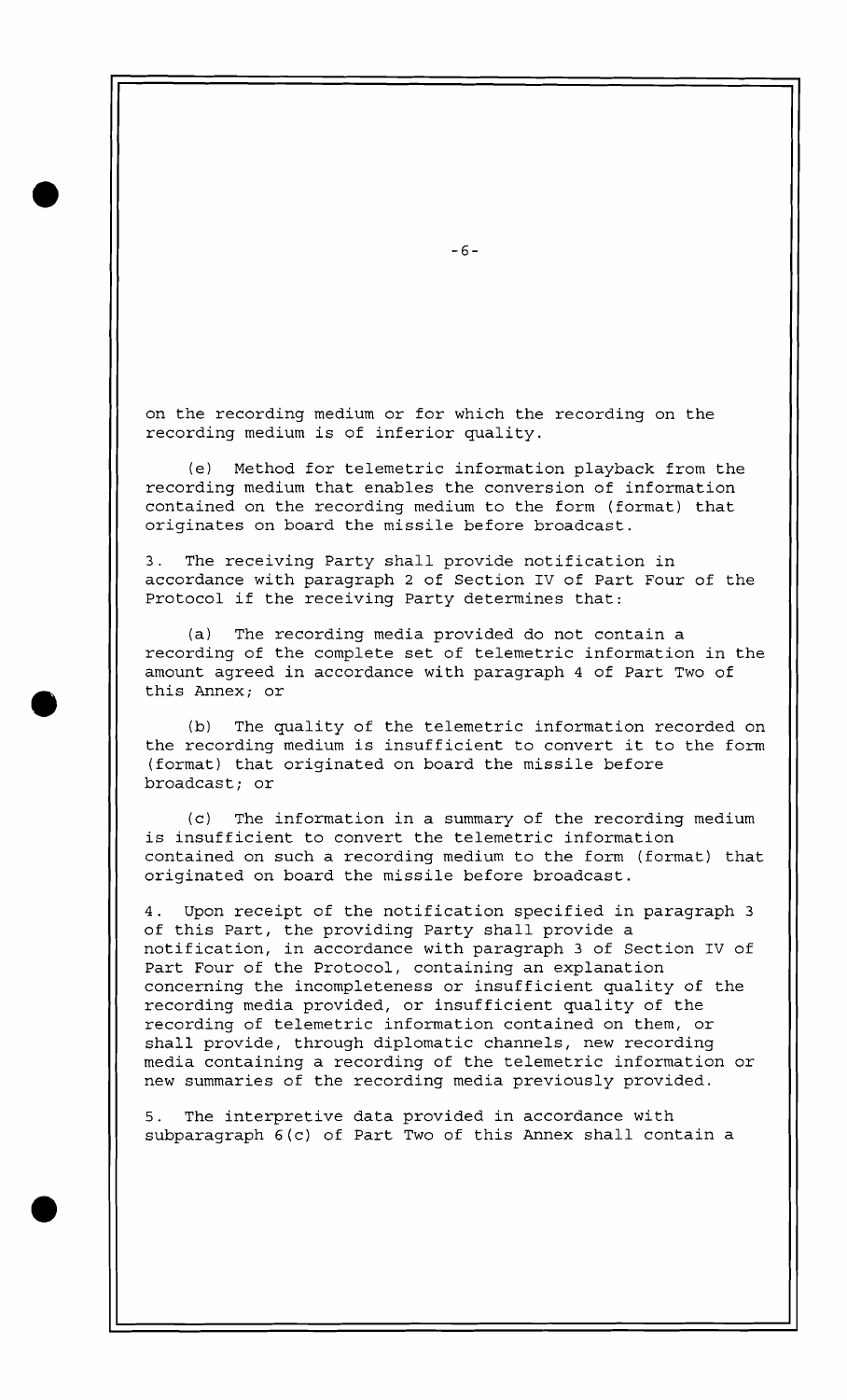on the recording medium or for which the recording on the recording medium is of inferior quality.

(e) Method for telemetric information playback from the recording medium that enables the conversion of information contained on the recording medium to the form (format) that originates on board the missile before broadcast.

3. The receiving Party shall provide notification in accordance with paragraph 2 of Section IV of Part Four of the Protocol if the receiving Party determines that:

(a) The recording media provided do not contain a recording of the complete set of telemetric information in the amount agreed in accordance with paragraph 4 of Part Two of this Annex; or

(b) The quality of the telemetric information recorded on the recording medium is insufficient to convert it to the form (format) that originated on board the missile before broadcast; or

(c) The information in a summary of the recording medium is insufficient to convert the telemetric information contained on such a recording medium to the form (format) that originated on board the missile before broadcast.

4. Upon receipt of the notification specified in paragraph 3 of this Part, the providing Party shall provide a notification, in accordance with paragraph 3 of Section IV of Part Four of the Protocol, containing an explanation concerning the incompleteness or insufficient quality of the recording media provided, or insufficient quality of the recording of telemetric information contained on them, or shall provide, through diplomatic channels, new recording media containing a recording of the telemetric information or new summaries of the recording media previously provided.

5. The interpretive data provided in accordance with subparagraph 6(c) of Part Two of this Annex shall contain a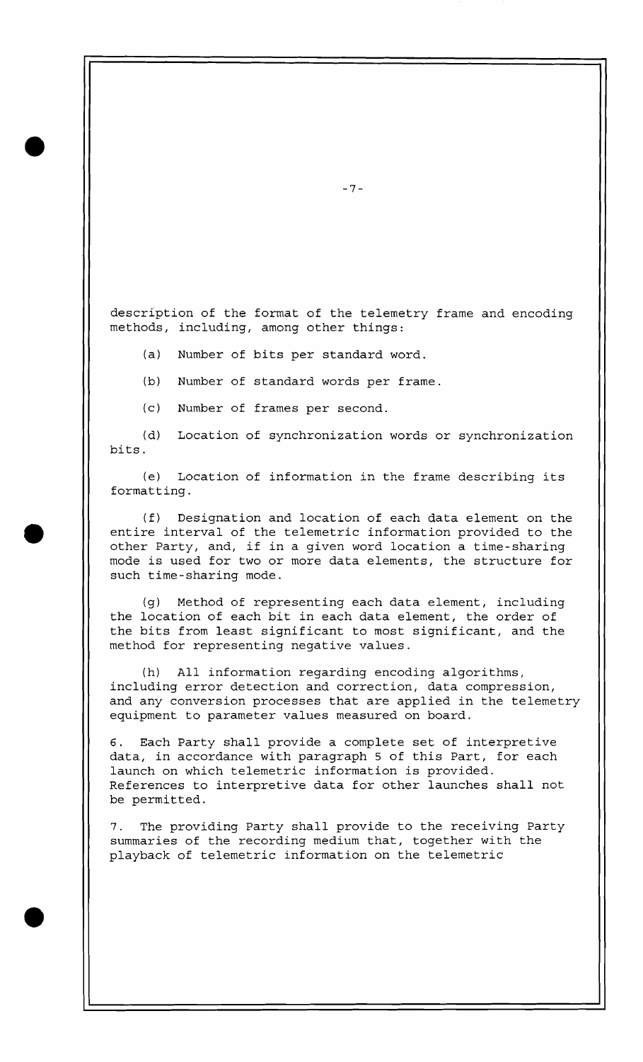description of the format of the telemetry frame and encoding methods, including, among other things:

(a) Number of bits per standard word.

(b) Number of standard words per frame.

(c) Number of frames per second.

(d) Location of synchronization words or synchronization bits.

(e) Location of information in the frame describing its formatting.

(f) Designation and location of each data element on the entire interval of the telemetric information provided to the other Party, and, if in a given word location a time-sharing mode is used for two or more data elements, the structure for such time-sharing mode.

(g) Method of representing each data element, including the location of each bit in each data element, the order of the bits from least significant to most significant, and the method for representing negative values.

(h) All information regarding encoding algorithms, including error detection and correction, data compression, and any conversion processes that are applied in the telemetry equipment to parameter values measured on board.

6. Each Party shall provide a complete set of interpretive data, in accordance with paragraph 5 of this Part, for each launch on which telemetric information is provided. References to interpretive data for other launches shall not be permitted.

7. The providing Party shall provide to the receiving Party summaries of the recording medium that, together with the playback of telemetric information on the telemetric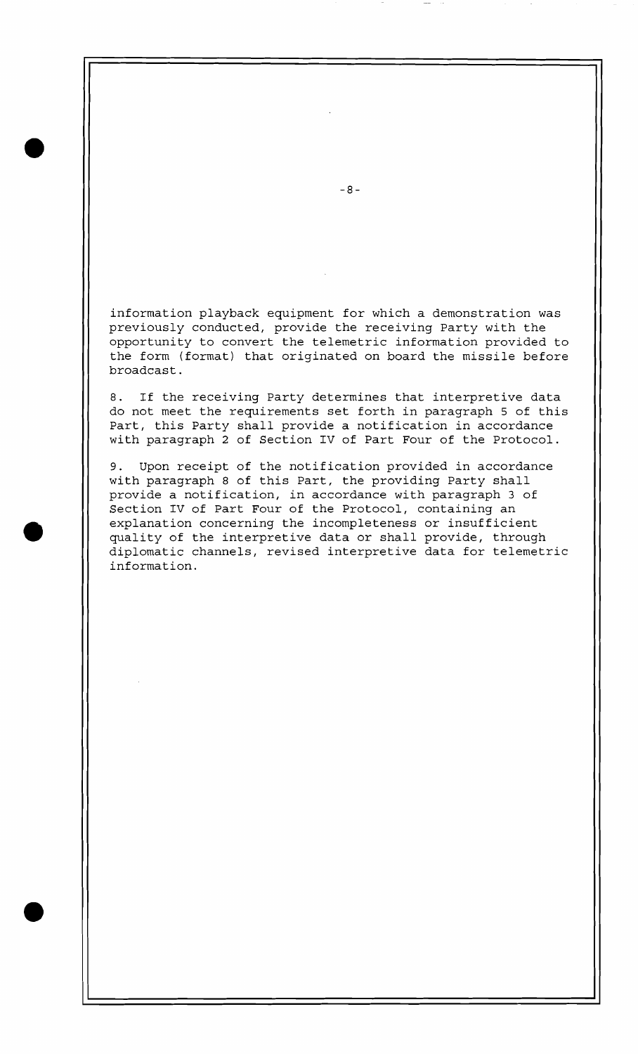information playback equipment for which a demonstration was previously conducted, provide the receiving Party with the opportunity to convert the telemetric information provided to the form (format) that originated on board the missile before broadcast.

8. If the receiving Party determines that interpretive data do not meet the requirements set forth in paragraph 5 of this Part, this Party shall provide a notification in accordance with paragraph 2 of Section IV of Part Four of the Protocol.

9. Upon receipt of the notification provided in accordance with paragraph 8 of this Part, the providing Party shall provide a notification, in accordance with paragraph 3 of Section IV of Part Four of the Protocol, containing an explanation concerning the incompleteness or insufficient quality of the interpretive data or shall provide, through diplomatic channels, revised interpretive data for telemetric information.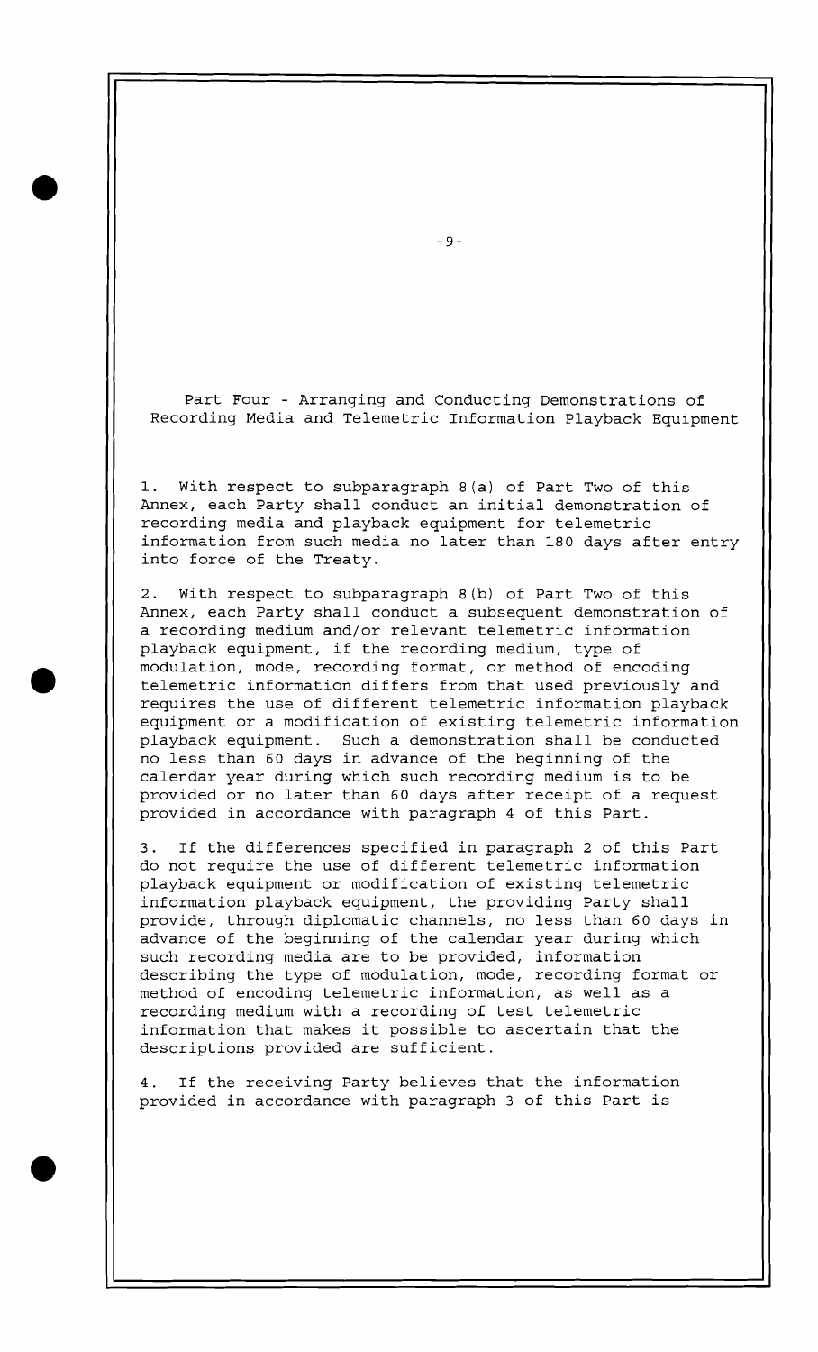## Part Four - Arranging and Conducting Demonstrations of Recording Media and Telemetric Information Playback Equipment

1. With respect to subparagraph 8(a) of Part Two of this Annex, each Party shall conduct an initial demonstration of recording media and playback equipment for telemetric information from such media no later than 180 days after entry into force of the Treaty.

2. With respect to subparagraph 8(b) of Part Two of this Annex, each Party shall conduct a subsequent demonstration of a recording medium and/or relevant telemetric information playback equipment, if the recording medium, type of modulation, mode, recording format, or method of encoding telemetric information differs from that used previously and requires the use of different telemetric information playback equipment or a modification of existing telemetric information playback equipment. Such a demonstration shall be conducted no less than 60 days in advance of the beginning of the calendar year during which such recording medium is to be provided or no later than 60 days after receipt of a request provided in accordance with paragraph 4 of this Part.

3. If the differences specified in paragraph 2 of this Part do not require the use of different telemetric information playback equipment or modification of existing telemetric information playback equipment, the providing Party shall provide, through diplomatic channels, no less than 60 days in advance of the beginning of the calendar year during which such recording media are to be provided, information describing the type of modulation, mode, recording format or method of encoding telemetric information, as well as a recording medium with a recording of test telemetric information that makes it possible to ascertain that the descriptions provided are sufficient.

4. If the receiving Party believes that the information provided in accordance with paragraph 3 of this Part is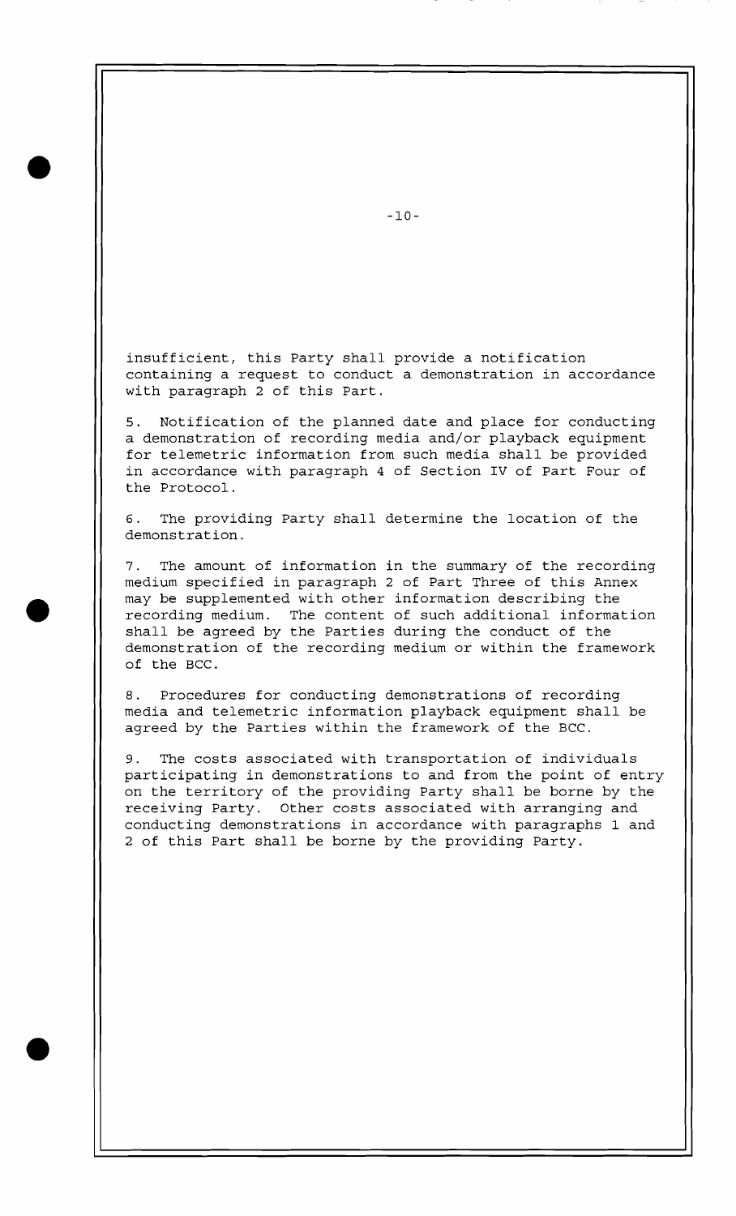insufficient, this Party shall provide a notification containing a request to conduct a demonstration in accordance with paragraph 2 of this Part.

5. Notification of the planned date and place for conducting a demonstration of recording media and/or playback equipment for telemetric information from such media shall be provided in accordance with paragraph 4 of Section IV of Part Four of the Protocol.

6. The providing Party shall determine the location of the demonstration.

7. The amount of information in the summary of the recording medium specified in paragraph 2 of Part Three of this Annex may be supplemented with other information describing the recording medium. The content of such additional information shall be agreed by the Parties during the conduct of the demonstration of the recording medium or within the framework of the BCC.

8. Procedures for conducting demonstrations of recording media and telemetric information playback equipment shall be agreed by the Parties within the framework of the BCC.

9. The costs associated with transportation of individuals participating in demonstrations to and from the point of entry on the territory of the providing Party shall be borne by the receiving Party. Other costs associated with arranging and conducting demonstrations in accordance with paragraphs 1 and 2 of this Part shall be borne by the providing Party.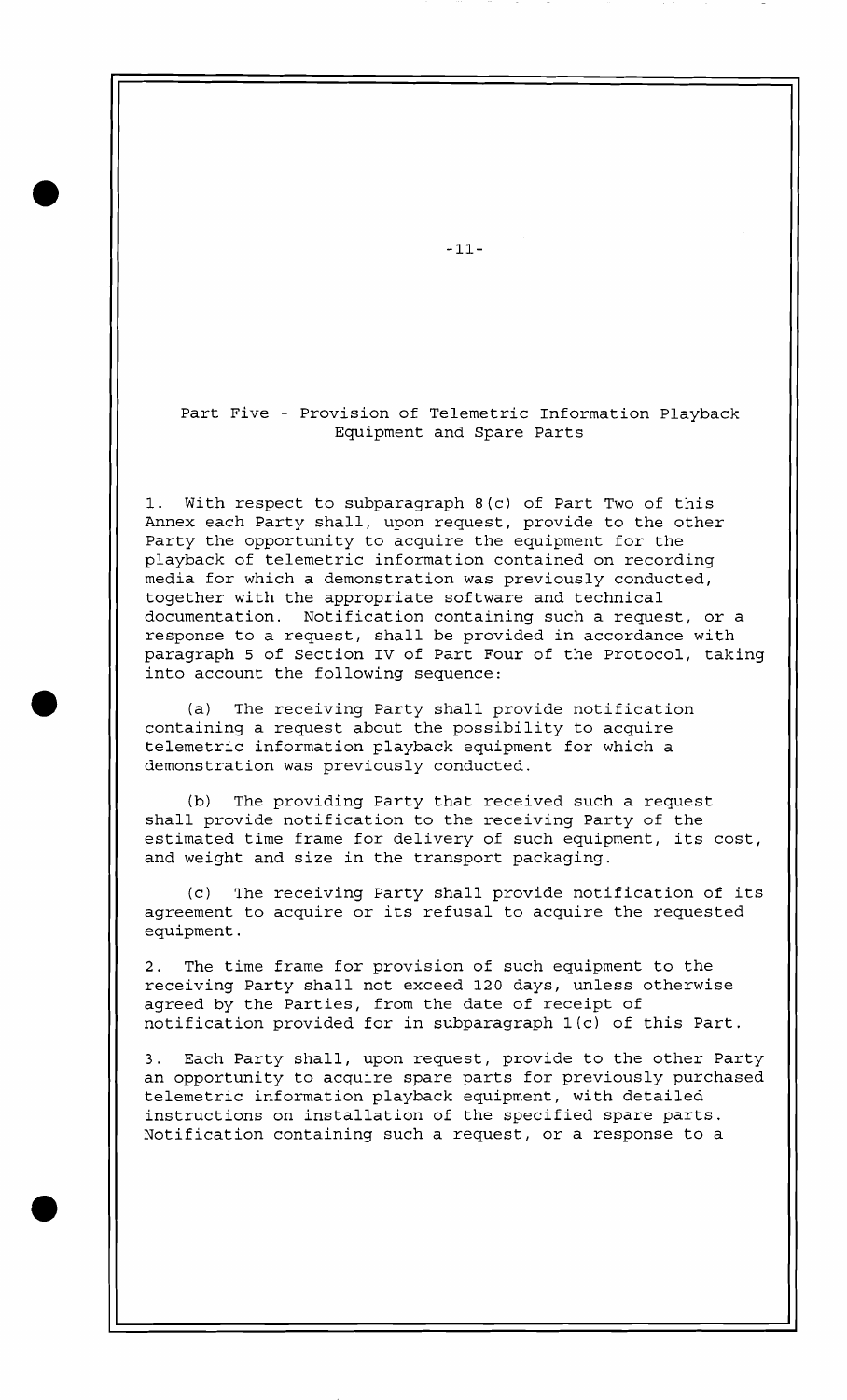## Part Five - Provision of Telemetric Information Playback Equipment and Spare Parts

1. With respect to subparagraph 8(c) of Part Two of this Annex each Party shall, upon request, provide to the other Party the opportunity to acquire the equipment for the playback of telemetric information contained on recording media for which a demonstration was previously conducted, together with the appropriate software and technical documentation. Notification containing such a request, or a response to a request, shall be provided in accordance with paragraph 5 of Section IV of Part Four of the Protocol, taking into account the following sequence:

   (a) The receiving Party shall provide notification containing a request about the possibility to acquire telemetric information playback equipment for which a demonstration was previously conducted.

   (b) The providing Party that received such a request shall provide notification to the receiving Party of the estimated time frame for delivery of such equipment, its cost, and weight and size in the transport packaging.

   (c) The receiving Party shall provide notification of its agreement to acquire or its refusal to acquire the requested equipment.

2. The time frame for provision of such equipment to the receiving Party shall not exceed 120 days, unless otherwise agreed by the Parties, from the date of receipt of notification provided for in subparagraph 1(c) of this Part.

3. Each Party shall, upon request, provide to the other Party an opportunity to acquire spare parts for previously purchased telemetric information playback equipment, with detailed instructions on installation of the specified spare parts. Notification containing such a request, or a response to a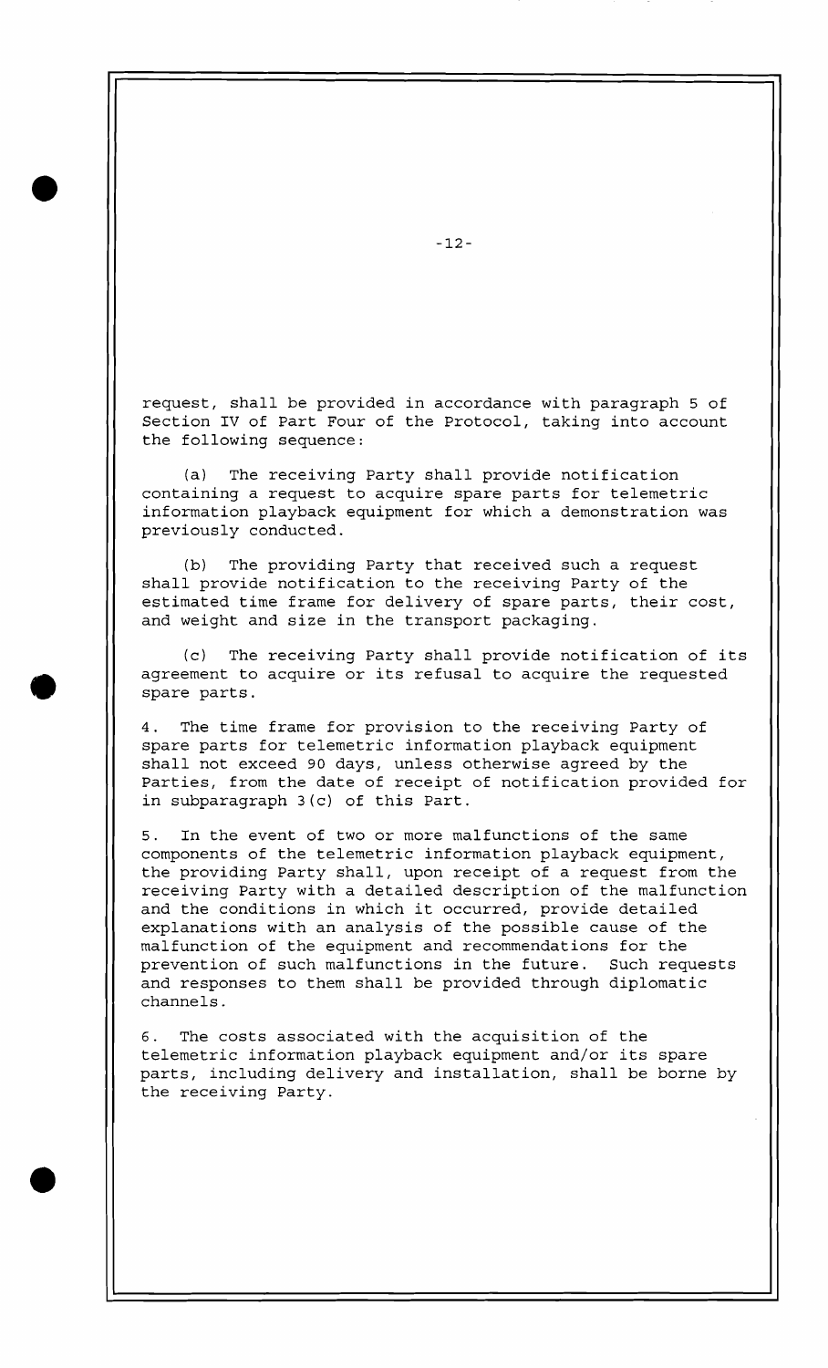request, shall be provided in accordance with paragraph 5 of Section IV of Part Four of the Protocol, taking into account the following sequence:

(a) The receiving Party shall provide notification containing a request to acquire spare parts for telemetric information playback equipment for which a demonstration was previously conducted.

(b) The providing Party that received such a request shall provide notification to the receiving Party of the estimated time frame for delivery of spare parts, their cost, and weight and size in the transport packaging.

(c) The receiving Party shall provide notification of its agreement to acquire or its refusal to acquire the requested spare parts.

4. The time frame for provision to the receiving Party of spare parts for telemetric information playback equipment shall not exceed 90 days, unless otherwise agreed by the Parties, from the date of receipt of notification provided for in subparagraph 3(c) of this Part.

5. In the event of two or more malfunctions of the same components of the telemetric information playback equipment, the providing Party shall, upon receipt of a request from the receiving Party with a detailed description of the malfunction and the conditions in which it occurred, provide detailed explanations with an analysis of the possible cause of the malfunction of the equipment and recommendations for the prevention of such malfunctions in the future. Such requests and responses to them shall be provided through diplomatic channels.

6. The costs associated with the acquisition of the telemetric information playback equipment and/or its spare parts, including delivery and installation, shall be borne by the receiving Party.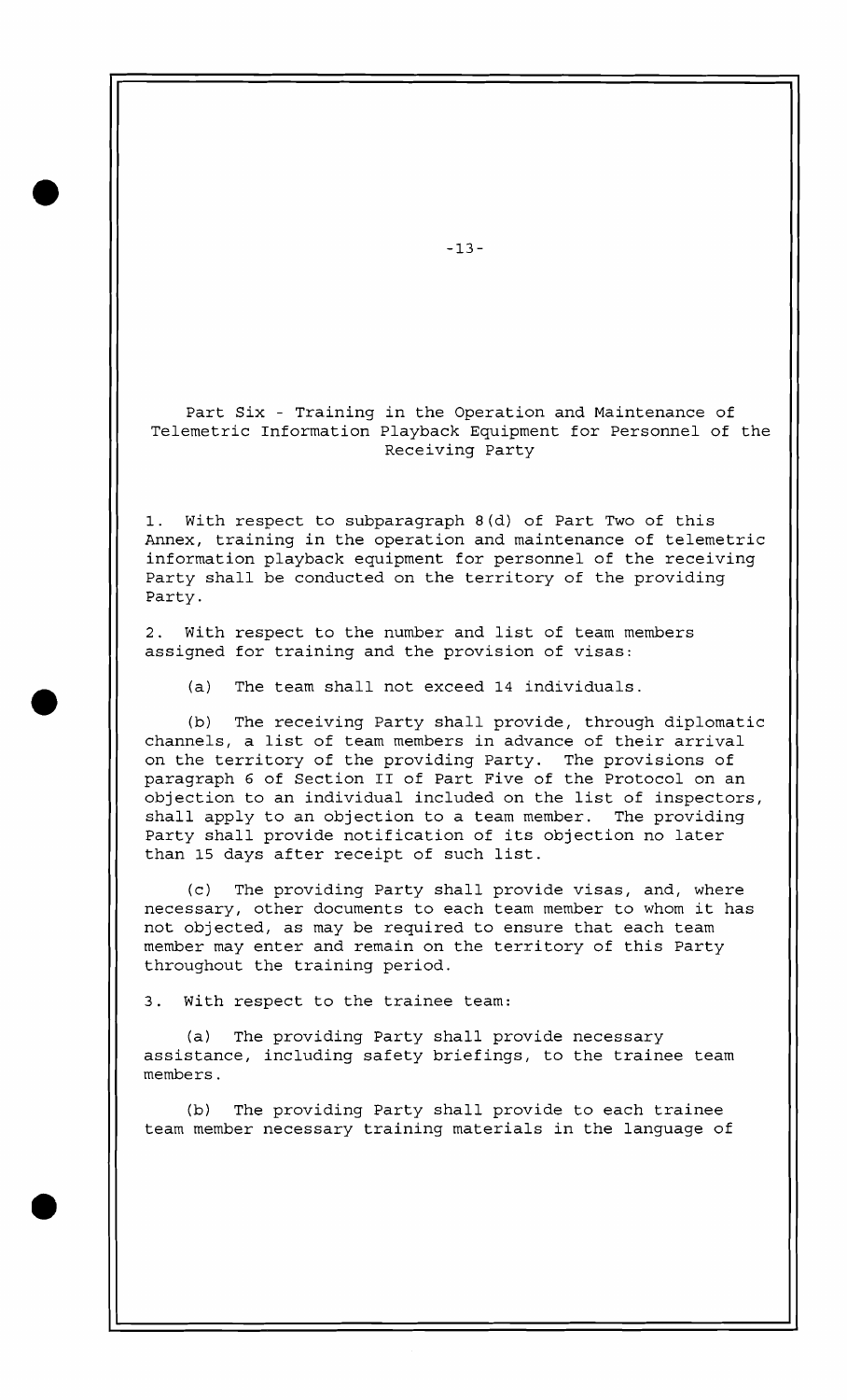## Part Six - Training in the Operation and Maintenance of Telemetric Information Playback Equipment for Personnel of the Receiving Party

1. With respect to subparagraph 8(d) of Part Two of this Annex, training in the operation and maintenance of telemetric information playback equipment for personnel of the receiving Party shall be conducted on the territory of the providing Party.

2. With respect to the number and list of team members assigned for training and the provision of visas:

   (a) The team shall not exceed 14 individuals.

   (b) The receiving Party shall provide, through diplomatic channels, a list of team members in advance of their arrival on the territory of the providing Party. The provisions of paragraph 6 of Section II of Part Five of the Protocol on an objection to an individual included on the list of inspectors, shall apply to an objection to a team member. The providing Party shall provide notification of its objection no later than 15 days after receipt of such list.

   (c) The providing Party shall provide visas, and, where necessary, other documents to each team member to whom it has not objected, as may be required to ensure that each team member may enter and remain on the territory of this Party throughout the training period.

3. With respect to the trainee team:

   (a) The providing Party shall provide necessary assistance, including safety briefings, to the trainee team members.

   (b) The providing Party shall provide to each trainee team member necessary training materials in the language of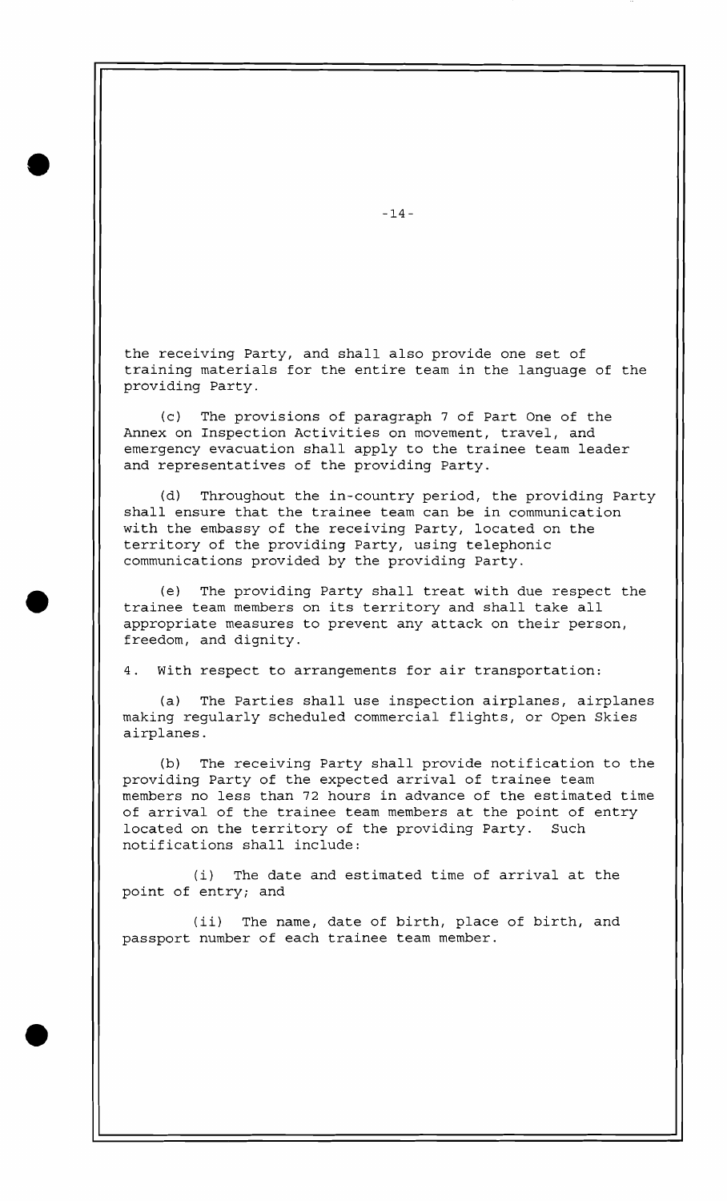the receiving Party, and shall also provide one set of training materials for the entire team in the language of the providing Party.

(c) The provisions of paragraph 7 of Part One of the Annex on Inspection Activities on movement, travel, and emergency evacuation shall apply to the trainee team leader and representatives of the providing Party.

(d) Throughout the in-country period, the providing Party shall ensure that the trainee team can be in communication with the embassy of the receiving Party, located on the territory of the providing Party, using telephonic communications provided by the providing Party.

(e) The providing Party shall treat with due respect the trainee team members on its territory and shall take all appropriate measures to prevent any attack on their person, freedom, and dignity.

4. With respect to arrangements for air transportation:

(a) The Parties shall use inspection airplanes, airplanes making regularly scheduled commercial flights, or Open Skies airplanes.

(b) The receiving Party shall provide notification to the providing Party of the expected arrival of trainee team members no less than 72 hours in advance of the estimated time of arrival of the trainee team members at the point of entry located on the territory of the providing Party. Such notifications shall include:

(i) The date and estimated time of arrival at the point of entry; and

(ii) The name, date of birth, place of birth, and passport number of each trainee team member.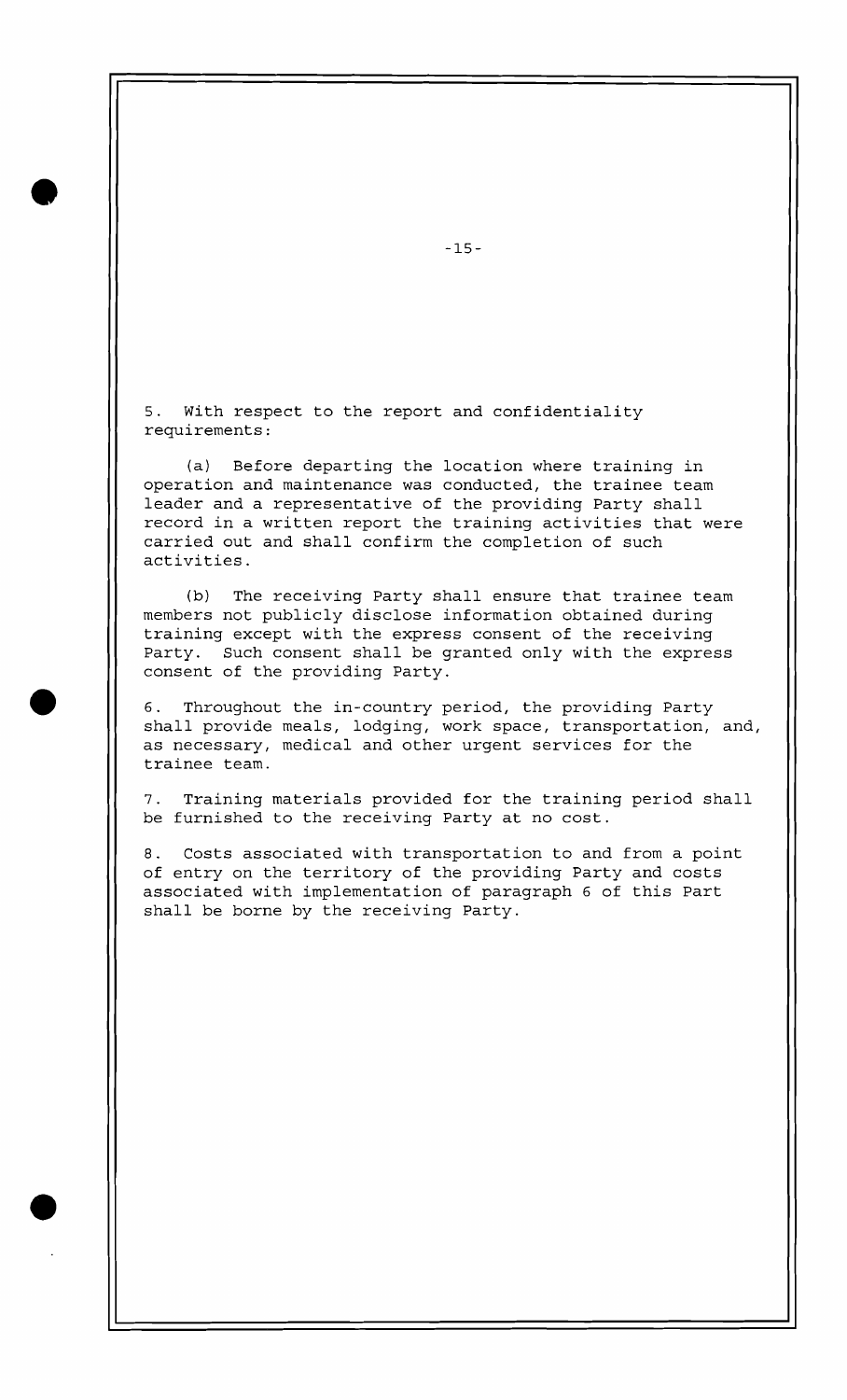5. With respect to the report and confidentiality requirements:

(a) Before departing the location where training in operation and maintenance was conducted, the trainee team leader and a representative of the providing Party shall record in a written report the training activities that were carried out and shall confirm the completion of such activities.

(b) The receiving Party shall ensure that trainee team members not publicly disclose information obtained during training except with the express consent of the receiving Party. Such consent shall be granted only with the express consent of the providing Party.

6. Throughout the in-country period, the providing Party shall provide meals, lodging, work space, transportation, and, as necessary, medical and other urgent services for the trainee team.

7. Training materials provided for the training period shall be furnished to the receiving Party at no cost.

8. Costs associated with transportation to and from a point of entry on the territory of the providing Party and costs associated with implementation of paragraph 6 of this Part shall be borne by the receiving Party.